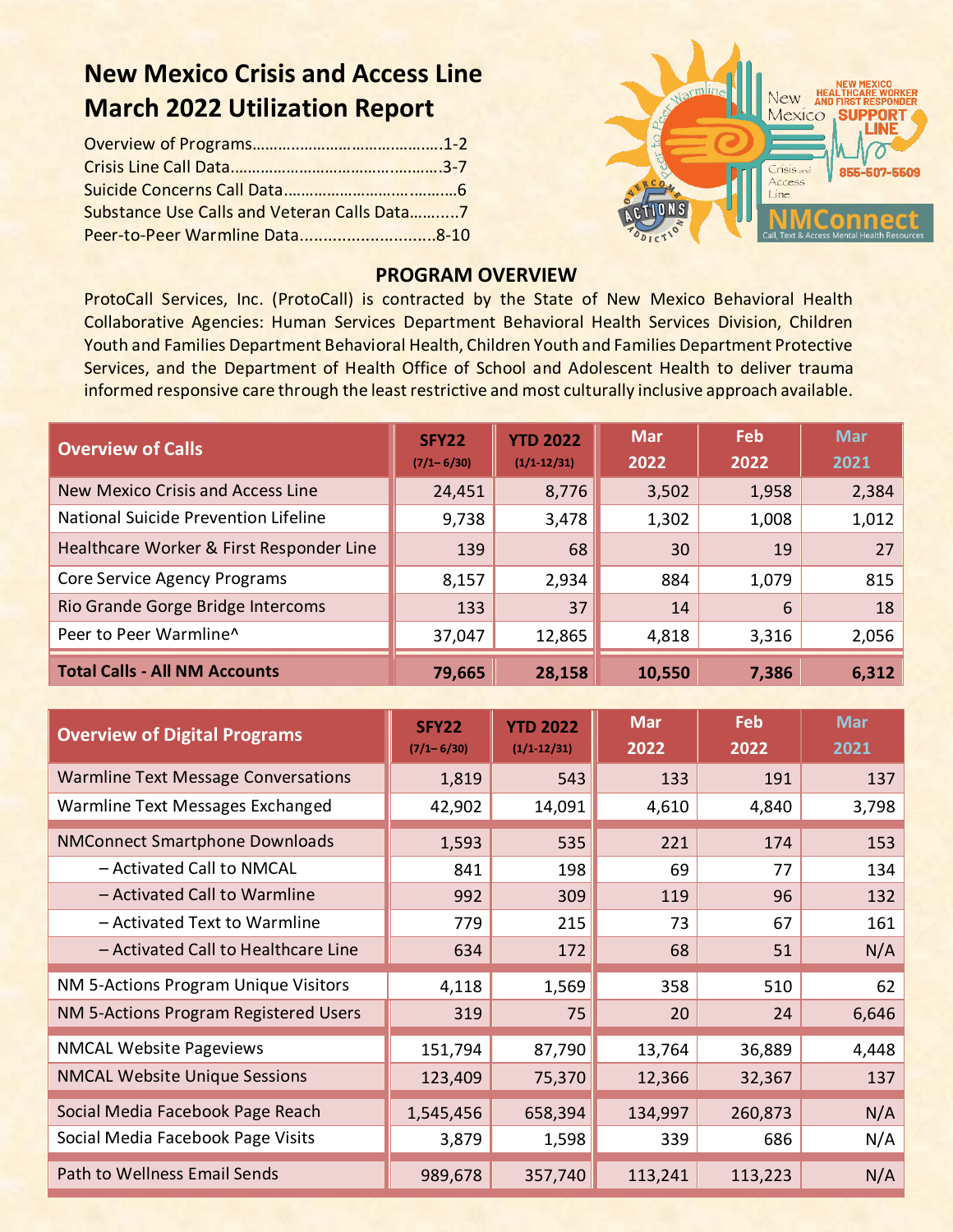# New Mexico Crisis and Access Line March 2022 Utilization Report

Overview of Programs……………………………………..1-2
Crisis Line Call Data…………………………….…………3-7
Suicide Concerns Call Data………………………….……6
Substance Use Calls and Veteran Calls Data………..7
Peer-to-Peer Warmline Data……………………….....8-10

## PROGRAM OVERVIEW

ProtoCall Services, Inc. (ProtoCall) is contracted by the State of New Mexico Behavioral Health Collaborative Agencies: Human Services Department Behavioral Health Services Division, Children Youth and Families Department Behavioral Health, Children Youth and Families Department Protective Services, and the Department of Health Office of School and Adolescent Health to deliver trauma informed responsive care through the least restrictive and most culturally inclusive approach available.

| Overview of Calls | SFY22 (7/1– 6/30) | YTD 2022 (1/1-12/31) | Mar 2022 | Feb 2022 | Mar 2021 |
|---|---|---|---|---|---|
| New Mexico Crisis and Access Line | 24,451 | 8,776 | 3,502 | 1,958 | 2,384 |
| National Suicide Prevention Lifeline | 9,738 | 3,478 | 1,302 | 1,008 | 1,012 |
| Healthcare Worker & First Responder Line | 139 | 68 | 30 | 19 | 27 |
| Core Service Agency Programs | 8,157 | 2,934 | 884 | 1,079 | 815 |
| Rio Grande Gorge Bridge Intercoms | 133 | 37 | 14 | 6 | 18 |
| Peer to Peer Warmline^ | 37,047 | 12,865 | 4,818 | 3,316 | 2,056 |
| **Total Calls - All NM Accounts** | **79,665** | **28,158** | **10,550** | **7,386** | **6,312** |

| Overview of Digital Programs | SFY22 (7/1– 6/30) | YTD 2022 (1/1-12/31) | Mar 2022 | Feb 2022 | Mar 2021 |
|---|---|---|---|---|---|
| Warmline Text Message Conversations | 1,819 | 543 | 133 | 191 | 137 |
| Warmline Text Messages Exchanged | 42,902 | 14,091 | 4,610 | 4,840 | 3,798 |
| NMConnect Smartphone Downloads | 1,593 | 535 | 221 | 174 | 153 |
| – Activated Call to NMCAL | 841 | 198 | 69 | 77 | 134 |
| – Activated Call to Warmline | 992 | 309 | 119 | 96 | 132 |
| – Activated Text to Warmline | 779 | 215 | 73 | 67 | 161 |
| – Activated Call to Healthcare Line | 634 | 172 | 68 | 51 | N/A |
| NM 5-Actions Program Unique Visitors | 4,118 | 1,569 | 358 | 510 | 62 |
| NM 5-Actions Program Registered Users | 319 | 75 | 20 | 24 | 6,646 |
| NMCAL Website Pageviews | 151,794 | 87,790 | 13,764 | 36,889 | 4,448 |
| NMCAL Website Unique Sessions | 123,409 | 75,370 | 12,366 | 32,367 | 137 |
| Social Media Facebook Page Reach | 1,545,456 | 658,394 | 134,997 | 260,873 | N/A |
| Social Media Facebook Page Visits | 3,879 | 1,598 | 339 | 686 | N/A |
| Path to Wellness Email Sends | 989,678 | 357,740 | 113,241 | 113,223 | N/A |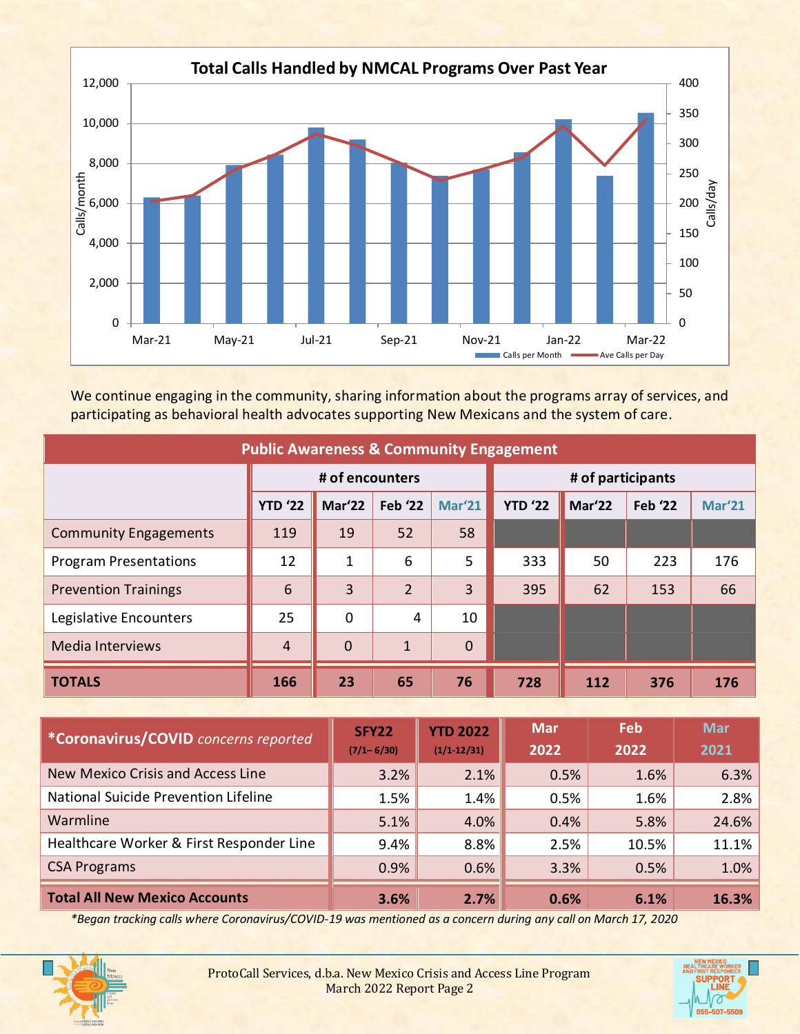Total Calls Handled by NMCAL Programs Over Past Year

Calls/month

12,000
10,000
8,000
6,000
4,000
2,000
0

Calls/day

400
350
300
250
200
150
100
50
0

Mar-21 May-21 Jul-21 Sep-21 Nov-21 Jan-22 Mar-22

Calls per Month
Ave Calls per Day

We continue engaging in the community, sharing information about the programs array of services, and participating as behavioral health advocates supporting New Mexicans and the system of care.

| Public Awareness & Community Engagement | | | | | | | | |
|---|---|---|---|---|---|---|---|---|
| | # of encounters | | | | # of participants | | | |
| | YTD '22 | Mar'22 | Feb '22 | Mar'21 | YTD '22 | Mar'22 | Feb '22 | Mar'21 |
| Community Engagements | 119 | 19 | 52 | 58 | | | | |
| Program Presentations | 12 | 1 | 6 | 5 | 333 | 50 | 223 | 176 |
| Prevention Trainings | 6 | 3 | 2 | 3 | 395 | 62 | 153 | 66 |
| Legislative Encounters | 25 | 0 | 4 | 10 | | | | |
| Media Interviews | 4 | 0 | 1 | 0 | | | | |
| **TOTALS** | **166** | **23** | **65** | **76** | **728** | **112** | **376** | **176** |

| ***Coronavirus/COVID** *concerns reported* | SFY22 (7/1– 6/30) | YTD 2022 (1/1-12/31) | Mar 2022 | Feb 2022 | Mar 2021 |
|---|---|---|---|---|---|
| New Mexico Crisis and Access Line | 3.2% | 2.1% | 0.5% | 1.6% | 6.3% |
| National Suicide Prevention Lifeline | 1.5% | 1.4% | 0.5% | 1.6% | 2.8% |
| Warmline | 5.1% | 4.0% | 0.4% | 5.8% | 24.6% |
| Healthcare Worker & First Responder Line | 9.4% | 8.8% | 2.5% | 10.5% | 11.1% |
| CSA Programs | 0.9% | 0.6% | 3.3% | 0.5% | 1.0% |
| **Total All New Mexico Accounts** | **3.6%** | **2.7%** | **0.6%** | **6.1%** | **16.3%** |

*\*Began tracking calls where Coronavirus/COVID-19 was mentioned as a concern during any call on March 17, 2020*

ProtoCall Services, d.b.a. New Mexico Crisis and Access Line Program
March 2022 Report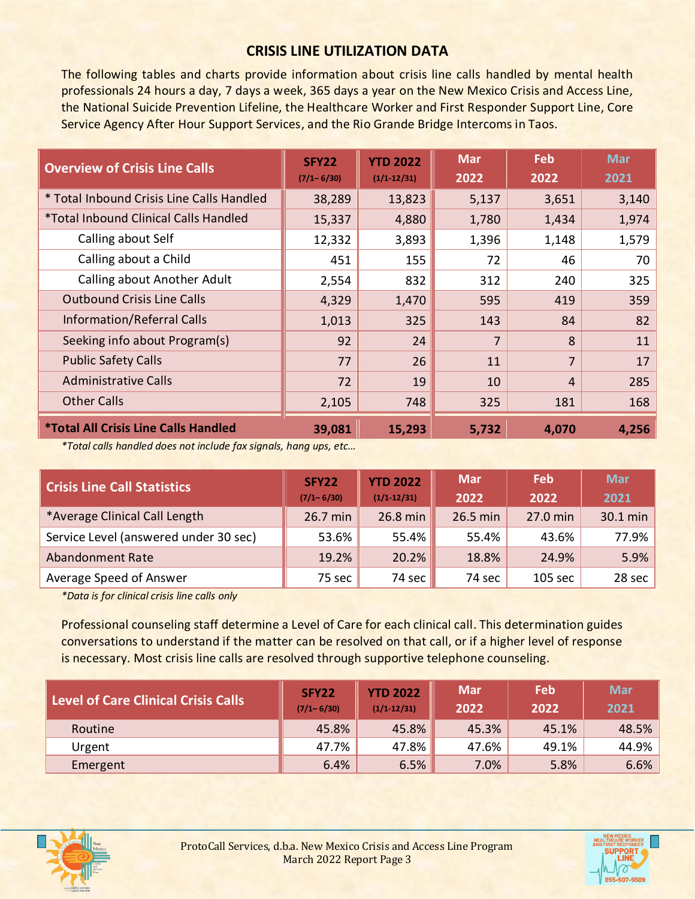## CRISIS LINE UTILIZATION DATA

The following tables and charts provide information about crisis line calls handled by mental health professionals 24 hours a day, 7 days a week, 365 days a year on the New Mexico Crisis and Access Line, the National Suicide Prevention Lifeline, the Healthcare Worker and First Responder Support Line, Core Service Agency After Hour Support Services, and the Rio Grande Bridge Intercoms in Taos.

| Overview of Crisis Line Calls | SFY22 (7/1– 6/30) | YTD 2022 (1/1-12/31) | Mar 2022 | Feb 2022 | Mar 2021 |
|---|---|---|---|---|---|
| * Total Inbound Crisis Line Calls Handled | 38,289 | 13,823 | 5,137 | 3,651 | 3,140 |
| *Total Inbound Clinical Calls Handled | 15,337 | 4,880 | 1,780 | 1,434 | 1,974 |
| Calling about Self | 12,332 | 3,893 | 1,396 | 1,148 | 1,579 |
| Calling about a Child | 451 | 155 | 72 | 46 | 70 |
| Calling about Another Adult | 2,554 | 832 | 312 | 240 | 325 |
| Outbound Crisis Line Calls | 4,329 | 1,470 | 595 | 419 | 359 |
| Information/Referral Calls | 1,013 | 325 | 143 | 84 | 82 |
| Seeking info about Program(s) | 92 | 24 | 7 | 8 | 11 |
| Public Safety Calls | 77 | 26 | 11 | 7 | 17 |
| Administrative Calls | 72 | 19 | 10 | 4 | 285 |
| Other Calls | 2,105 | 748 | 325 | 181 | 168 |
| **\*Total All Crisis Line Calls Handled** | **39,081** | **15,293** | **5,732** | **4,070** | **4,256** |

*\*Total calls handled does not include fax signals, hang ups, etc…*

| Crisis Line Call Statistics | SFY22 (7/1– 6/30) | YTD 2022 (1/1-12/31) | Mar 2022 | Feb 2022 | Mar 2021 |
|---|---|---|---|---|---|
| *Average Clinical Call Length | 26.7 min | 26.8 min | 26.5 min | 27.0 min | 30.1 min |
| Service Level (answered under 30 sec) | 53.6% | 55.4% | 55.4% | 43.6% | 77.9% |
| Abandonment Rate | 19.2% | 20.2% | 18.8% | 24.9% | 5.9% |
| Average Speed of Answer | 75 sec | 74 sec | 74 sec | 105 sec | 28 sec |

*\*Data is for clinical crisis line calls only*

Professional counseling staff determine a Level of Care for each clinical call. This determination guides conversations to understand if the matter can be resolved on that call, or if a higher level of response is necessary. Most crisis line calls are resolved through supportive telephone counseling.

| Level of Care Clinical Crisis Calls | SFY22 (7/1– 6/30) | YTD 2022 (1/1-12/31) | Mar 2022 | Feb 2022 | Mar 2021 |
|---|---|---|---|---|---|
| Routine | 45.8% | 45.8% | 45.3% | 45.1% | 48.5% |
| Urgent | 47.7% | 47.8% | 47.6% | 49.1% | 44.9% |
| Emergent | 6.4% | 6.5% | 7.0% | 5.8% | 6.6% |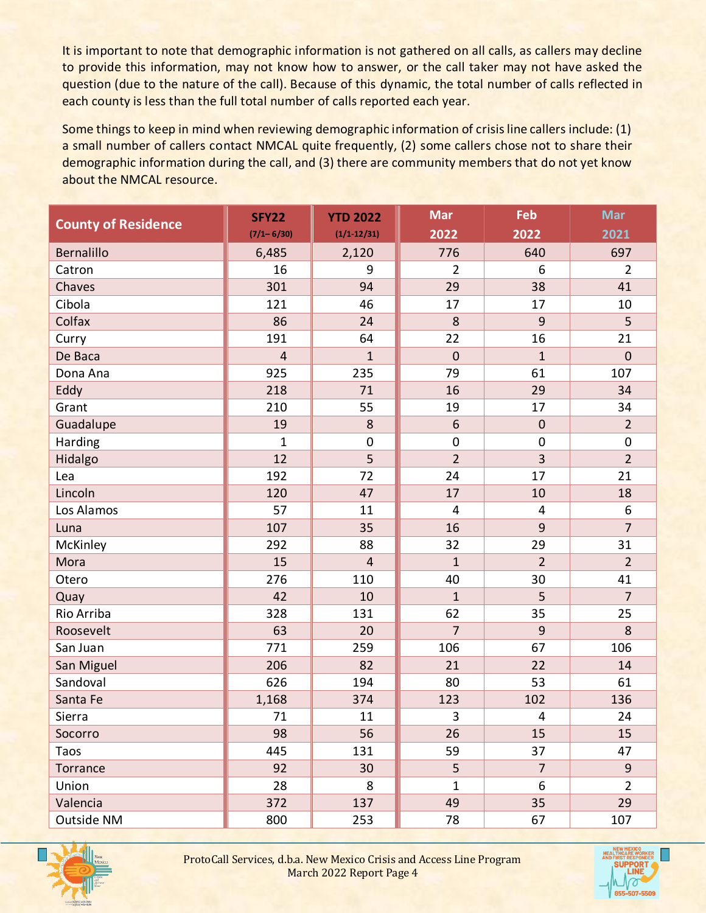It is important to note that demographic information is not gathered on all calls, as callers may decline to provide this information, may not know how to answer, or the call taker may not have asked the question (due to the nature of the call). Because of this dynamic, the total number of calls reflected in each county is less than the full total number of calls reported each year.

Some things to keep in mind when reviewing demographic information of crisis line callers include: (1) a small number of callers contact NMCAL quite frequently, (2) some callers chose not to share their demographic information during the call, and (3) there are community members that do not yet know about the NMCAL resource.

| County of Residence | SFY22 (7/1– 6/30) | YTD 2022 (1/1-12/31) | Mar 2022 | Feb 2022 | Mar 2021 |
|---|---|---|---|---|---|
| Bernalillo | 6,485 | 2,120 | 776 | 640 | 697 |
| Catron | 16 | 9 | 2 | 6 | 2 |
| Chaves | 301 | 94 | 29 | 38 | 41 |
| Cibola | 121 | 46 | 17 | 17 | 10 |
| Colfax | 86 | 24 | 8 | 9 | 5 |
| Curry | 191 | 64 | 22 | 16 | 21 |
| De Baca | 4 | 1 | 0 | 1 | 0 |
| Dona Ana | 925 | 235 | 79 | 61 | 107 |
| Eddy | 218 | 71 | 16 | 29 | 34 |
| Grant | 210 | 55 | 19 | 17 | 34 |
| Guadalupe | 19 | 8 | 6 | 0 | 2 |
| Harding | 1 | 0 | 0 | 0 | 0 |
| Hidalgo | 12 | 5 | 2 | 3 | 2 |
| Lea | 192 | 72 | 24 | 17 | 21 |
| Lincoln | 120 | 47 | 17 | 10 | 18 |
| Los Alamos | 57 | 11 | 4 | 4 | 6 |
| Luna | 107 | 35 | 16 | 9 | 7 |
| McKinley | 292 | 88 | 32 | 29 | 31 |
| Mora | 15 | 4 | 1 | 2 | 2 |
| Otero | 276 | 110 | 40 | 30 | 41 |
| Quay | 42 | 10 | 1 | 5 | 7 |
| Rio Arriba | 328 | 131 | 62 | 35 | 25 |
| Roosevelt | 63 | 20 | 7 | 9 | 8 |
| San Juan | 771 | 259 | 106 | 67 | 106 |
| San Miguel | 206 | 82 | 21 | 22 | 14 |
| Sandoval | 626 | 194 | 80 | 53 | 61 |
| Santa Fe | 1,168 | 374 | 123 | 102 | 136 |
| Sierra | 71 | 11 | 3 | 4 | 24 |
| Socorro | 98 | 56 | 26 | 15 | 15 |
| Taos | 445 | 131 | 59 | 37 | 47 |
| Torrance | 92 | 30 | 5 | 7 | 9 |
| Union | 28 | 8 | 1 | 6 | 2 |
| Valencia | 372 | 137 | 49 | 35 | 29 |
| Outside NM | 800 | 253 | 78 | 67 | 107 |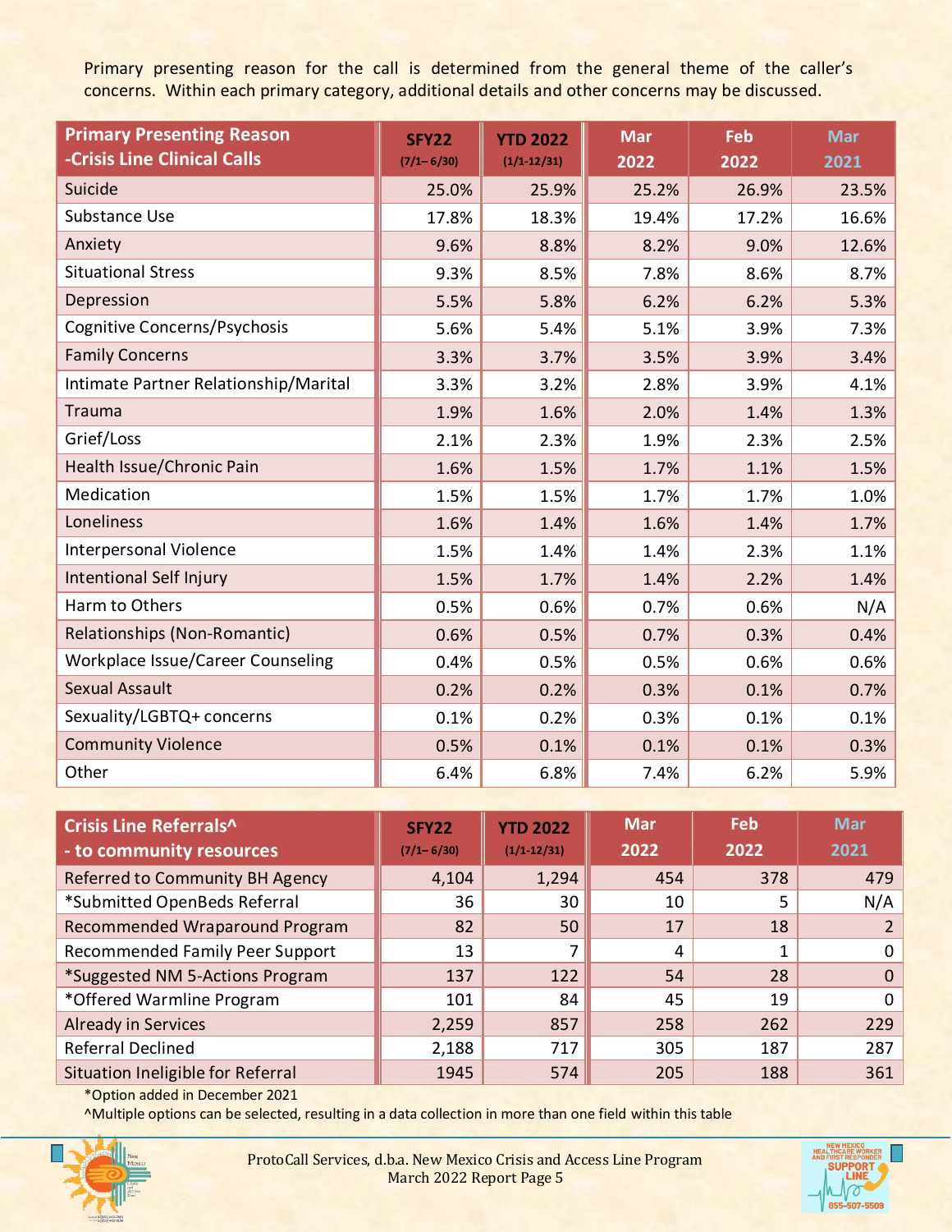Primary presenting reason for the call is determined from the general theme of the caller's concerns. Within each primary category, additional details and other concerns may be discussed.

| Primary Presenting Reason -Crisis Line Clinical Calls | SFY22 (7/1– 6/30) | YTD 2022 (1/1-12/31) | Mar 2022 | Feb 2022 | Mar 2021 |
|---|---|---|---|---|---|
| Suicide | 25.0% | 25.9% | 25.2% | 26.9% | 23.5% |
| Substance Use | 17.8% | 18.3% | 19.4% | 17.2% | 16.6% |
| Anxiety | 9.6% | 8.8% | 8.2% | 9.0% | 12.6% |
| Situational Stress | 9.3% | 8.5% | 7.8% | 8.6% | 8.7% |
| Depression | 5.5% | 5.8% | 6.2% | 6.2% | 5.3% |
| Cognitive Concerns/Psychosis | 5.6% | 5.4% | 5.1% | 3.9% | 7.3% |
| Family Concerns | 3.3% | 3.7% | 3.5% | 3.9% | 3.4% |
| Intimate Partner Relationship/Marital | 3.3% | 3.2% | 2.8% | 3.9% | 4.1% |
| Trauma | 1.9% | 1.6% | 2.0% | 1.4% | 1.3% |
| Grief/Loss | 2.1% | 2.3% | 1.9% | 2.3% | 2.5% |
| Health Issue/Chronic Pain | 1.6% | 1.5% | 1.7% | 1.1% | 1.5% |
| Medication | 1.5% | 1.5% | 1.7% | 1.7% | 1.0% |
| Loneliness | 1.6% | 1.4% | 1.6% | 1.4% | 1.7% |
| Interpersonal Violence | 1.5% | 1.4% | 1.4% | 2.3% | 1.1% |
| Intentional Self Injury | 1.5% | 1.7% | 1.4% | 2.2% | 1.4% |
| Harm to Others | 0.5% | 0.6% | 0.7% | 0.6% | N/A |
| Relationships (Non-Romantic) | 0.6% | 0.5% | 0.7% | 0.3% | 0.4% |
| Workplace Issue/Career Counseling | 0.4% | 0.5% | 0.5% | 0.6% | 0.6% |
| Sexual Assault | 0.2% | 0.2% | 0.3% | 0.1% | 0.7% |
| Sexuality/LGBTQ+ concerns | 0.1% | 0.2% | 0.3% | 0.1% | 0.1% |
| Community Violence | 0.5% | 0.1% | 0.1% | 0.1% | 0.3% |
| Other | 6.4% | 6.8% | 7.4% | 6.2% | 5.9% |

| Crisis Line Referrals^ - to community resources | SFY22 (7/1– 6/30) | YTD 2022 (1/1-12/31) | Mar 2022 | Feb 2022 | Mar 2021 |
|---|---|---|---|---|---|
| Referred to Community BH Agency | 4,104 | 1,294 | 454 | 378 | 479 |
| *Submitted OpenBeds Referral | 36 | 30 | 10 | 5 | N/A |
| Recommended Wraparound Program | 82 | 50 | 17 | 18 | 2 |
| Recommended Family Peer Support | 13 | 7 | 4 | 1 | 0 |
| *Suggested NM 5-Actions Program | 137 | 122 | 54 | 28 | 0 |
| *Offered Warmline Program | 101 | 84 | 45 | 19 | 0 |
| Already in Services | 2,259 | 857 | 258 | 262 | 229 |
| Referral Declined | 2,188 | 717 | 305 | 187 | 287 |
| Situation Ineligible for Referral | 1945 | 574 | 205 | 188 | 361 |

*Option added in December 2021

^Multiple options can be selected, resulting in a data collection in more than one field within this table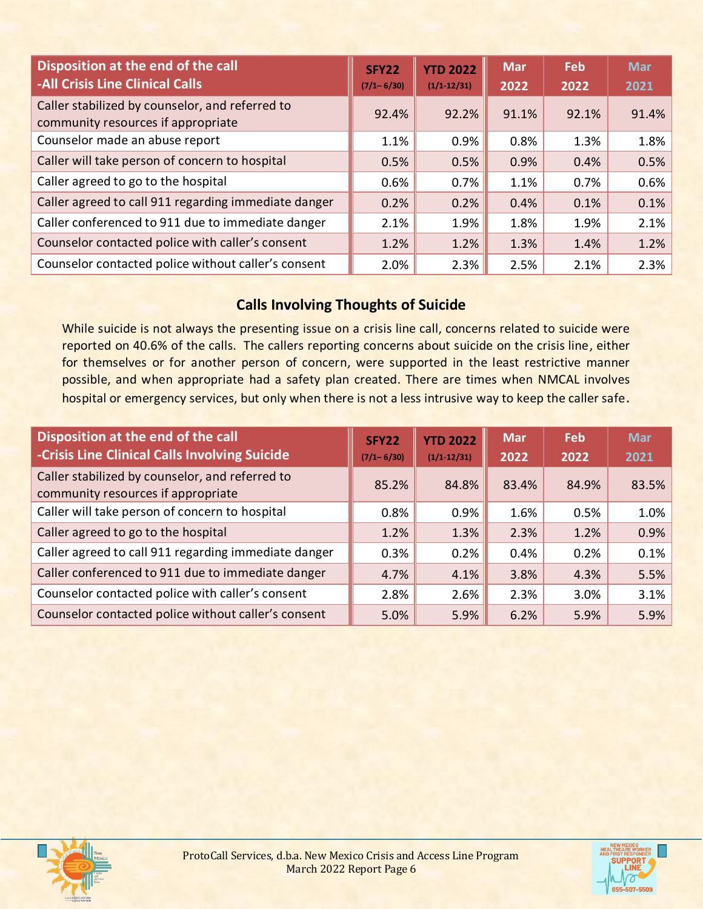| Disposition at the end of the call -All Crisis Line Clinical Calls | SFY22 (7/1– 6/30) | YTD 2022 (1/1-12/31) | Mar 2022 | Feb 2022 | Mar 2021 |
|---|---|---|---|---|---|
| Caller stabilized by counselor, and referred to community resources if appropriate | 92.4% | 92.2% | 91.1% | 92.1% | 91.4% |
| Counselor made an abuse report | 1.1% | 0.9% | 0.8% | 1.3% | 1.8% |
| Caller will take person of concern to hospital | 0.5% | 0.5% | 0.9% | 0.4% | 0.5% |
| Caller agreed to go to the hospital | 0.6% | 0.7% | 1.1% | 0.7% | 0.6% |
| Caller agreed to call 911 regarding immediate danger | 0.2% | 0.2% | 0.4% | 0.1% | 0.1% |
| Caller conferenced to 911 due to immediate danger | 2.1% | 1.9% | 1.8% | 1.9% | 2.1% |
| Counselor contacted police with caller's consent | 1.2% | 1.2% | 1.3% | 1.4% | 1.2% |
| Counselor contacted police without caller's consent | 2.0% | 2.3% | 2.5% | 2.1% | 2.3% |

### Calls Involving Thoughts of Suicide

While suicide is not always the presenting issue on a crisis line call, concerns related to suicide were reported on 40.6% of the calls. The callers reporting concerns about suicide on the crisis line, either for themselves or for another person of concern, were supported in the least restrictive manner possible, and when appropriate had a safety plan created. There are times when NMCAL involves hospital or emergency services, but only when there is not a less intrusive way to keep the caller safe.

| Disposition at the end of the call -Crisis Line Clinical Calls Involving Suicide | SFY22 (7/1– 6/30) | YTD 2022 (1/1-12/31) | Mar 2022 | Feb 2022 | Mar 2021 |
|---|---|---|---|---|---|
| Caller stabilized by counselor, and referred to community resources if appropriate | 85.2% | 84.8% | 83.4% | 84.9% | 83.5% |
| Caller will take person of concern to hospital | 0.8% | 0.9% | 1.6% | 0.5% | 1.0% |
| Caller agreed to go to the hospital | 1.2% | 1.3% | 2.3% | 1.2% | 0.9% |
| Caller agreed to call 911 regarding immediate danger | 0.3% | 0.2% | 0.4% | 0.2% | 0.1% |
| Caller conferenced to 911 due to immediate danger | 4.7% | 4.1% | 3.8% | 4.3% | 5.5% |
| Counselor contacted police with caller's consent | 2.8% | 2.6% | 2.3% | 3.0% | 3.1% |
| Counselor contacted police without caller's consent | 5.0% | 5.9% | 6.2% | 5.9% | 5.9% |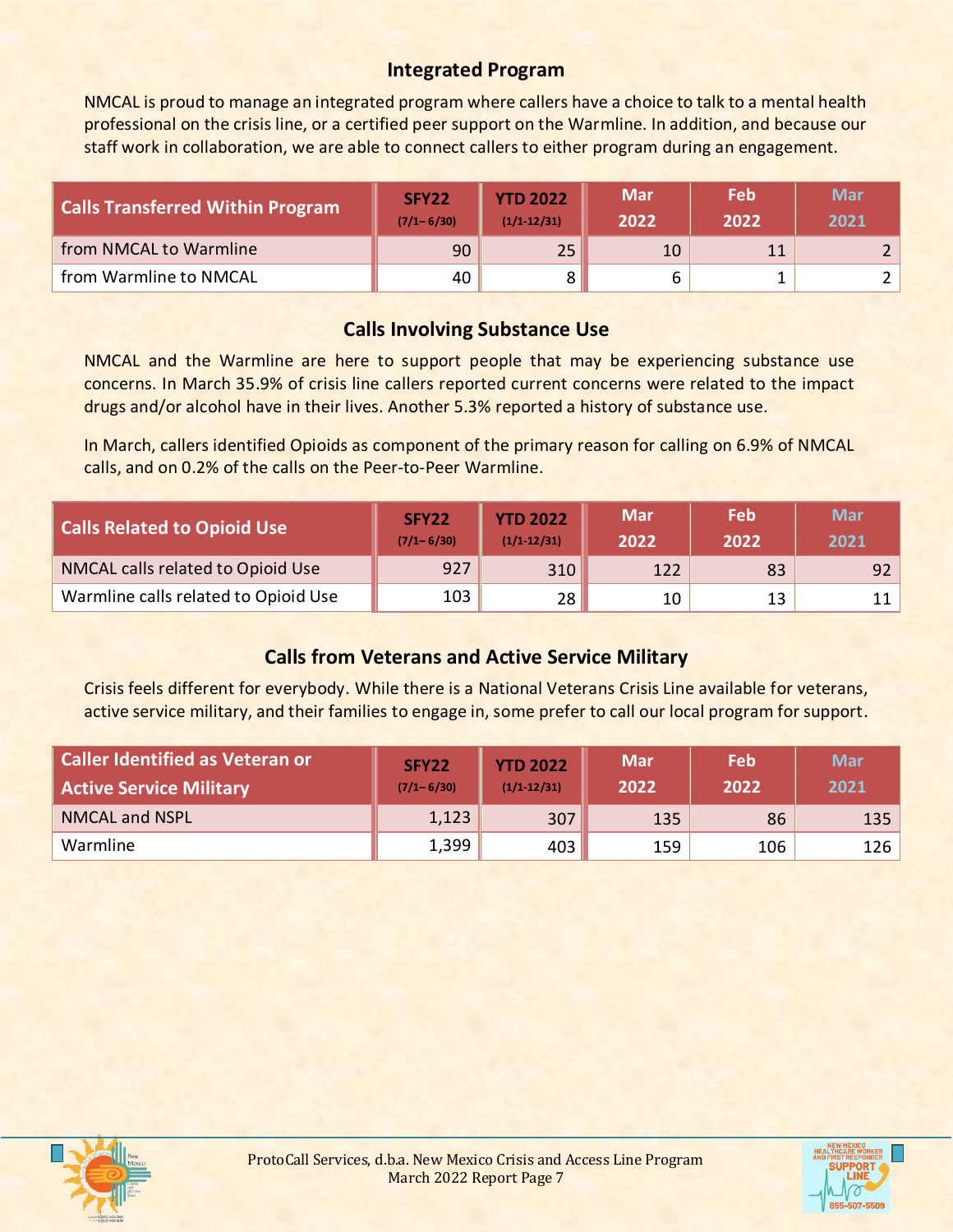## Integrated Program

NMCAL is proud to manage an integrated program where callers have a choice to talk to a mental health professional on the crisis line, or a certified peer support on the Warmline. In addition, and because our staff work in collaboration, we are able to connect callers to either program during an engagement.

| Calls Transferred Within Program | SFY22 (7/1– 6/30) | YTD 2022 (1/1-12/31) | Mar 2022 | Feb 2022 | Mar 2021 |
|---|---|---|---|---|---|
| from NMCAL to Warmline | 90 | 25 | 10 | 11 | 2 |
| from Warmline to NMCAL | 40 | 8 | 6 | 1 | 2 |

## Calls Involving Substance Use

NMCAL and the Warmline are here to support people that may be experiencing substance use concerns. In March 35.9% of crisis line callers reported current concerns were related to the impact drugs and/or alcohol have in their lives. Another 5.3% reported a history of substance use.

In March, callers identified Opioids as component of the primary reason for calling on 6.9% of NMCAL calls, and on 0.2% of the calls on the Peer-to-Peer Warmline.

| Calls Related to Opioid Use | SFY22 (7/1– 6/30) | YTD 2022 (1/1-12/31) | Mar 2022 | Feb 2022 | Mar 2021 |
|---|---|---|---|---|---|
| NMCAL calls related to Opioid Use | 927 | 310 | 122 | 83 | 92 |
| Warmline calls related to Opioid Use | 103 | 28 | 10 | 13 | 11 |

## Calls from Veterans and Active Service Military

Crisis feels different for everybody. While there is a National Veterans Crisis Line available for veterans, active service military, and their families to engage in, some prefer to call our local program for support.

| Caller Identified as Veteran or Active Service Military | SFY22 (7/1– 6/30) | YTD 2022 (1/1-12/31) | Mar 2022 | Feb 2022 | Mar 2021 |
|---|---|---|---|---|---|
| NMCAL and NSPL | 1,123 | 307 | 135 | 86 | 135 |
| Warmline | 1,399 | 403 | 159 | 106 | 126 |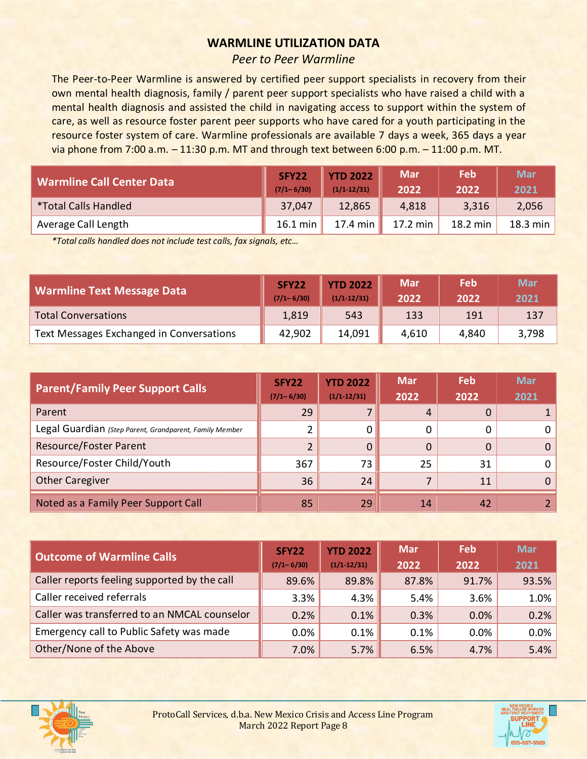## WARMLINE UTILIZATION DATA

*Peer to Peer Warmline*

The Peer-to-Peer Warmline is answered by certified peer support specialists in recovery from their own mental health diagnosis, family / parent peer support specialists who have raised a child with a mental health diagnosis and assisted the child in navigating access to support within the system of care, as well as resource foster parent peer supports who have cared for a youth participating in the resource foster system of care. Warmline professionals are available 7 days a week, 365 days a year via phone from 7:00 a.m. – 11:30 p.m. MT and through text between 6:00 p.m. – 11:00 p.m. MT.

| Warmline Call Center Data | SFY22 (7/1– 6/30) | YTD 2022 (1/1-12/31) | Mar 2022 | Feb 2022 | Mar 2021 |
|---|---|---|---|---|---|
| *Total Calls Handled | 37,047 | 12,865 | 4,818 | 3,316 | 2,056 |
| Average Call Length | 16.1 min | 17.4 min | 17.2 min | 18.2 min | 18.3 min |

*\*Total calls handled does not include test calls, fax signals, etc…*

| Warmline Text Message Data | SFY22 (7/1– 6/30) | YTD 2022 (1/1-12/31) | Mar 2022 | Feb 2022 | Mar 2021 |
|---|---|---|---|---|---|
| Total Conversations | 1,819 | 543 | 133 | 191 | 137 |
| Text Messages Exchanged in Conversations | 42,902 | 14,091 | 4,610 | 4,840 | 3,798 |

| Parent/Family Peer Support Calls | SFY22 (7/1– 6/30) | YTD 2022 (1/1-12/31) | Mar 2022 | Feb 2022 | Mar 2021 |
|---|---|---|---|---|---|
| Parent | 29 | 7 | 4 | 0 | 1 |
| Legal Guardian *(Step Parent, Grandparent, Family Member* | 2 | 0 | 0 | 0 | 0 |
| Resource/Foster Parent | 2 | 0 | 0 | 0 | 0 |
| Resource/Foster Child/Youth | 367 | 73 | 25 | 31 | 0 |
| Other Caregiver | 36 | 24 | 7 | 11 | 0 |
| Noted as a Family Peer Support Call | 85 | 29 | 14 | 42 | 2 |

| Outcome of Warmline Calls | SFY22 (7/1– 6/30) | YTD 2022 (1/1-12/31) | Mar 2022 | Feb 2022 | Mar 2021 |
|---|---|---|---|---|---|
| Caller reports feeling supported by the call | 89.6% | 89.8% | 87.8% | 91.7% | 93.5% |
| Caller received referrals | 3.3% | 4.3% | 5.4% | 3.6% | 1.0% |
| Caller was transferred to an NMCAL counselor | 0.2% | 0.1% | 0.3% | 0.0% | 0.2% |
| Emergency call to Public Safety was made | 0.0% | 0.1% | 0.1% | 0.0% | 0.0% |
| Other/None of the Above | 7.0% | 5.7% | 6.5% | 4.7% | 5.4% |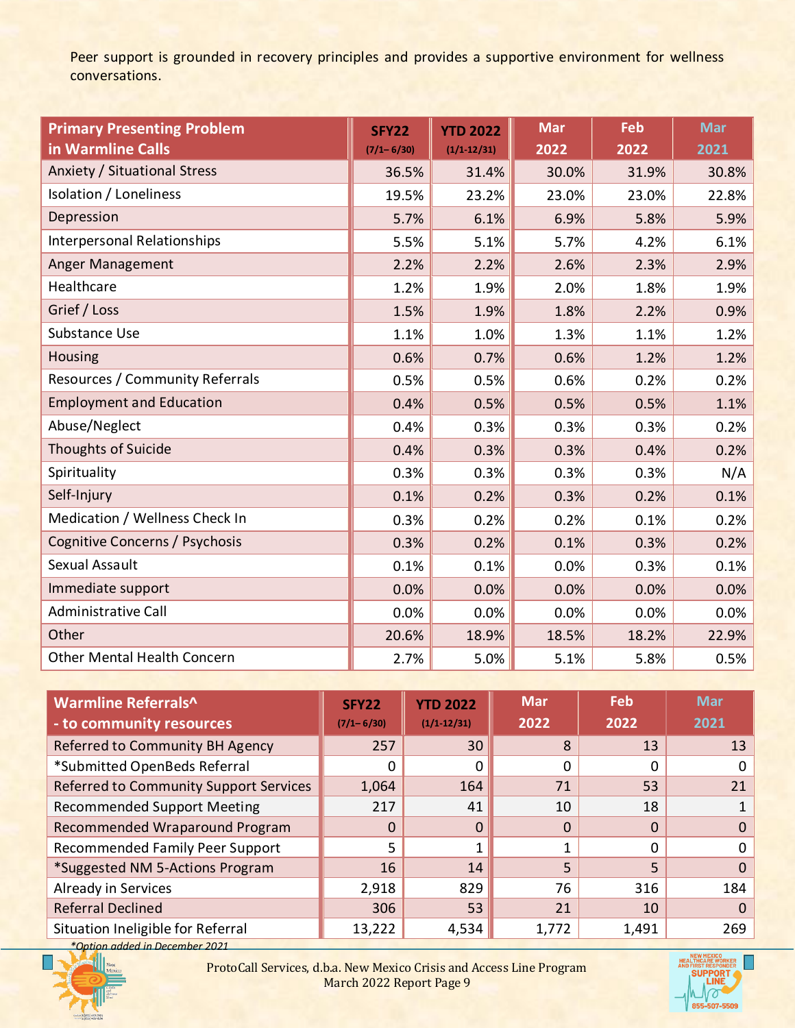Peer support is grounded in recovery principles and provides a supportive environment for wellness conversations.

| Primary Presenting Problem in Warmline Calls | SFY22 (7/1– 6/30) | YTD 2022 (1/1-12/31) | Mar 2022 | Feb 2022 | Mar 2021 |
|---|---|---|---|---|---|
| Anxiety / Situational Stress | 36.5% | 31.4% | 30.0% | 31.9% | 30.8% |
| Isolation / Loneliness | 19.5% | 23.2% | 23.0% | 23.0% | 22.8% |
| Depression | 5.7% | 6.1% | 6.9% | 5.8% | 5.9% |
| Interpersonal Relationships | 5.5% | 5.1% | 5.7% | 4.2% | 6.1% |
| Anger Management | 2.2% | 2.2% | 2.6% | 2.3% | 2.9% |
| Healthcare | 1.2% | 1.9% | 2.0% | 1.8% | 1.9% |
| Grief / Loss | 1.5% | 1.9% | 1.8% | 2.2% | 0.9% |
| Substance Use | 1.1% | 1.0% | 1.3% | 1.1% | 1.2% |
| Housing | 0.6% | 0.7% | 0.6% | 1.2% | 1.2% |
| Resources / Community Referrals | 0.5% | 0.5% | 0.6% | 0.2% | 0.2% |
| Employment and Education | 0.4% | 0.5% | 0.5% | 0.5% | 1.1% |
| Abuse/Neglect | 0.4% | 0.3% | 0.3% | 0.3% | 0.2% |
| Thoughts of Suicide | 0.4% | 0.3% | 0.3% | 0.4% | 0.2% |
| Spirituality | 0.3% | 0.3% | 0.3% | 0.3% | N/A |
| Self-Injury | 0.1% | 0.2% | 0.3% | 0.2% | 0.1% |
| Medication / Wellness Check In | 0.3% | 0.2% | 0.2% | 0.1% | 0.2% |
| Cognitive Concerns / Psychosis | 0.3% | 0.2% | 0.1% | 0.3% | 0.2% |
| Sexual Assault | 0.1% | 0.1% | 0.0% | 0.3% | 0.1% |
| Immediate support | 0.0% | 0.0% | 0.0% | 0.0% | 0.0% |
| Administrative Call | 0.0% | 0.0% | 0.0% | 0.0% | 0.0% |
| Other | 20.6% | 18.9% | 18.5% | 18.2% | 22.9% |
| Other Mental Health Concern | 2.7% | 5.0% | 5.1% | 5.8% | 0.5% |

| Warmline Referrals^ - to community resources | SFY22 (7/1– 6/30) | YTD 2022 (1/1-12/31) | Mar 2022 | Feb 2022 | Mar 2021 |
|---|---|---|---|---|---|
| Referred to Community BH Agency | 257 | 30 | 8 | 13 | 13 |
| *Submitted OpenBeds Referral | 0 | 0 | 0 | 0 | 0 |
| Referred to Community Support Services | 1,064 | 164 | 71 | 53 | 21 |
| Recommended Support Meeting | 217 | 41 | 10 | 18 | 1 |
| Recommended Wraparound Program | 0 | 0 | 0 | 0 | 0 |
| Recommended Family Peer Support | 5 | 1 | 1 | 0 | 0 |
| *Suggested NM 5-Actions Program | 16 | 14 | 5 | 5 | 0 |
| Already in Services | 2,918 | 829 | 76 | 316 | 184 |
| Referral Declined | 306 | 53 | 21 | 10 | 0 |
| Situation Ineligible for Referral | 13,222 | 4,534 | 1,772 | 1,491 | 269 |

*Option added in December 2021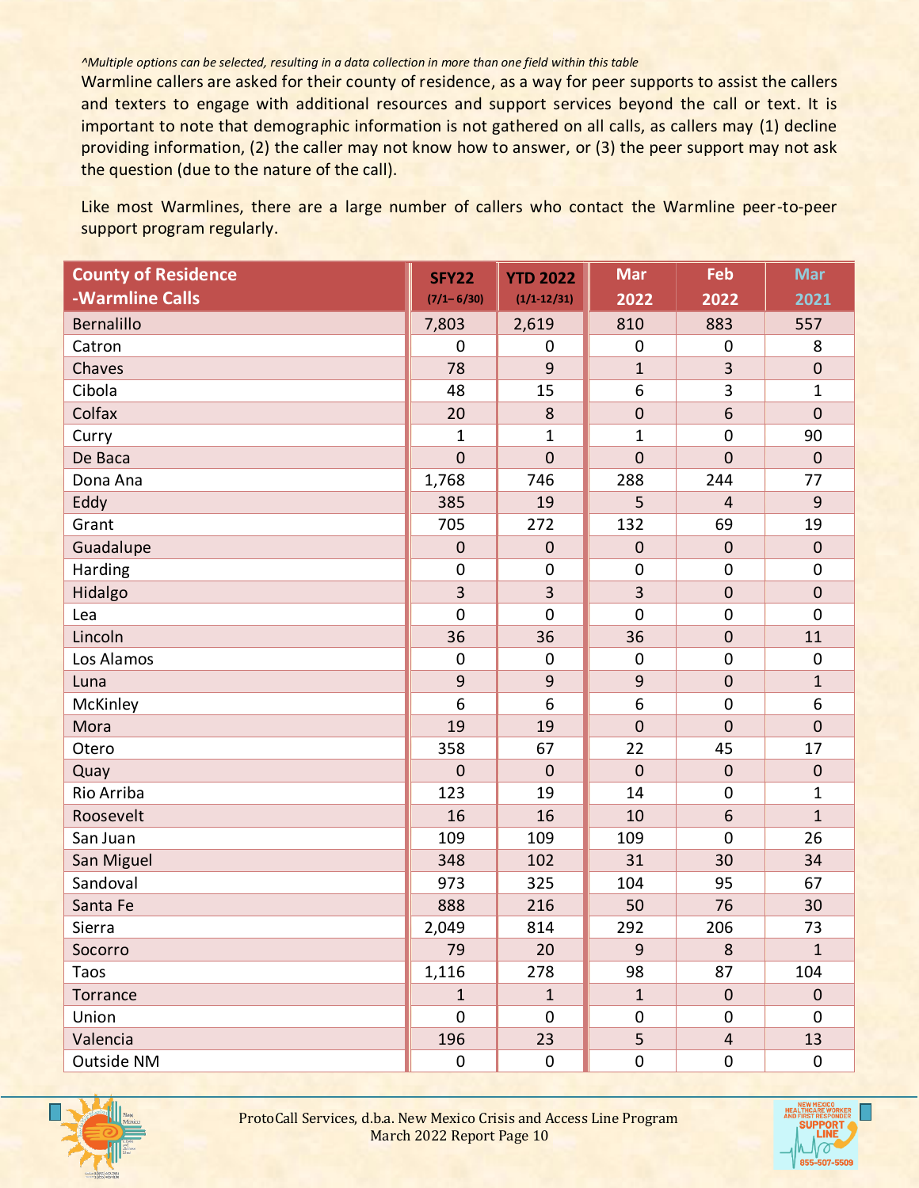*^Multiple options can be selected, resulting in a data collection in more than one field within this table*

Warmline callers are asked for their county of residence, as a way for peer supports to assist the callers and texters to engage with additional resources and support services beyond the call or text. It is important to note that demographic information is not gathered on all calls, as callers may (1) decline providing information, (2) the caller may not know how to answer, or (3) the peer support may not ask the question (due to the nature of the call).

Like most Warmlines, there are a large number of callers who contact the Warmline peer-to-peer support program regularly.

| County of Residence -Warmline Calls | SFY22 (7/1–6/30) | YTD 2022 (1/1-12/31) | Mar 2022 | Feb 2022 | Mar 2021 |
|---|---|---|---|---|---|
| Bernalillo | 7,803 | 2,619 | 810 | 883 | 557 |
| Catron | 0 | 0 | 0 | 0 | 8 |
| Chaves | 78 | 9 | 1 | 3 | 0 |
| Cibola | 48 | 15 | 6 | 3 | 1 |
| Colfax | 20 | 8 | 0 | 6 | 0 |
| Curry | 1 | 1 | 1 | 0 | 90 |
| De Baca | 0 | 0 | 0 | 0 | 0 |
| Dona Ana | 1,768 | 746 | 288 | 244 | 77 |
| Eddy | 385 | 19 | 5 | 4 | 9 |
| Grant | 705 | 272 | 132 | 69 | 19 |
| Guadalupe | 0 | 0 | 0 | 0 | 0 |
| Harding | 0 | 0 | 0 | 0 | 0 |
| Hidalgo | 3 | 3 | 3 | 0 | 0 |
| Lea | 0 | 0 | 0 | 0 | 0 |
| Lincoln | 36 | 36 | 36 | 0 | 11 |
| Los Alamos | 0 | 0 | 0 | 0 | 0 |
| Luna | 9 | 9 | 9 | 0 | 1 |
| McKinley | 6 | 6 | 6 | 0 | 6 |
| Mora | 19 | 19 | 0 | 0 | 0 |
| Otero | 358 | 67 | 22 | 45 | 17 |
| Quay | 0 | 0 | 0 | 0 | 0 |
| Rio Arriba | 123 | 19 | 14 | 0 | 1 |
| Roosevelt | 16 | 16 | 10 | 6 | 1 |
| San Juan | 109 | 109 | 109 | 0 | 26 |
| San Miguel | 348 | 102 | 31 | 30 | 34 |
| Sandoval | 973 | 325 | 104 | 95 | 67 |
| Santa Fe | 888 | 216 | 50 | 76 | 30 |
| Sierra | 2,049 | 814 | 292 | 206 | 73 |
| Socorro | 79 | 20 | 9 | 8 | 1 |
| Taos | 1,116 | 278 | 98 | 87 | 104 |
| Torrance | 1 | 1 | 1 | 0 | 0 |
| Union | 0 | 0 | 0 | 0 | 0 |
| Valencia | 196 | 23 | 5 | 4 | 13 |
| Outside NM | 0 | 0 | 0 | 0 | 0 |

ProtoCall Services, d.b.a. New Mexico Crisis and Access Line Program
March 2022 Report Page 10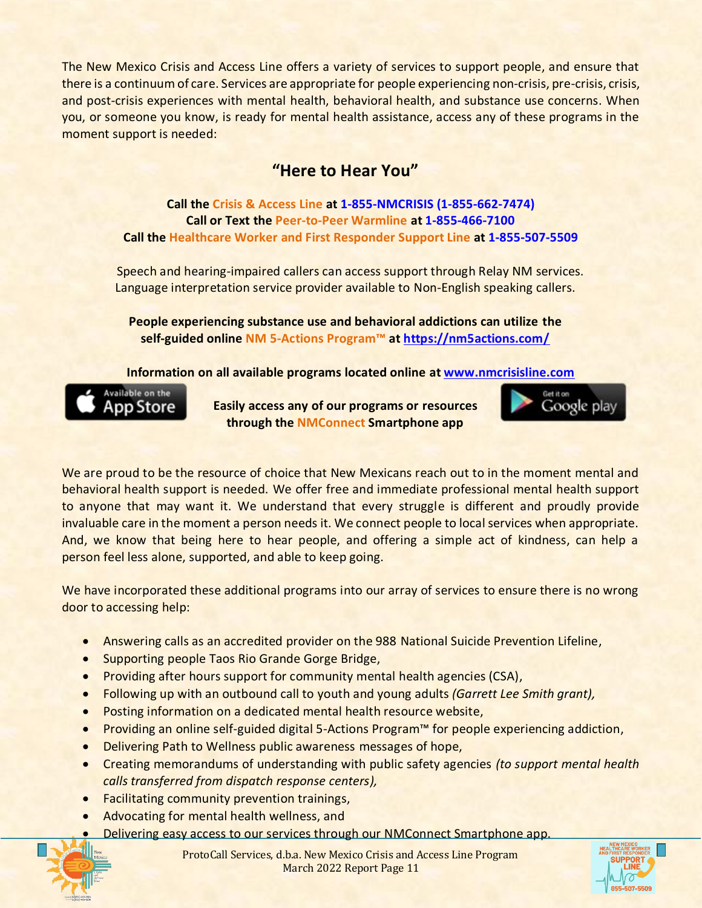The New Mexico Crisis and Access Line offers a variety of services to support people, and ensure that there is a continuum of care. Services are appropriate for people experiencing non-crisis, pre-crisis, crisis, and post-crisis experiences with mental health, behavioral health, and substance use concerns. When you, or someone you know, is ready for mental health assistance, access any of these programs in the moment support is needed:

## "Here to Hear You"

**Call the Crisis & Access Line at 1-855-NMCRISIS (1-855-662-7474)**
**Call or Text the Peer-to-Peer Warmline at 1-855-466-7100**
**Call the Healthcare Worker and First Responder Support Line at 1-855-507-5509**

Speech and hearing-impaired callers can access support through Relay NM services.
Language interpretation service provider available to Non-English speaking callers.

**People experiencing substance use and behavioral addictions can utilize the self-guided online NM 5-Actions Program™ at https://nm5actions.com/**

**Information on all available programs located online at www.nmcrisisline.com**

Available on the App Store

**Easily access any of our programs or resources through the NMConnect Smartphone app**

Get it on Google play

We are proud to be the resource of choice that New Mexicans reach out to in the moment mental and behavioral health support is needed. We offer free and immediate professional mental health support to anyone that may want it. We understand that every struggle is different and proudly provide invaluable care in the moment a person needs it. We connect people to local services when appropriate. And, we know that being here to hear people, and offering a simple act of kindness, can help a person feel less alone, supported, and able to keep going.

We have incorporated these additional programs into our array of services to ensure there is no wrong door to accessing help:

- Answering calls as an accredited provider on the 988 National Suicide Prevention Lifeline,
- Supporting people Taos Rio Grande Gorge Bridge,
- Providing after hours support for community mental health agencies (CSA),
- Following up with an outbound call to youth and young adults *(Garrett Lee Smith grant),*
- Posting information on a dedicated mental health resource website,
- Providing an online self-guided digital 5-Actions Program™ for people experiencing addiction,
- Delivering Path to Wellness public awareness messages of hope,
- Creating memorandums of understanding with public safety agencies *(to support mental health calls transferred from dispatch response centers),*
- Facilitating community prevention trainings,
- Advocating for mental health wellness, and
- Delivering easy access to our services through our NMConnect Smartphone app.